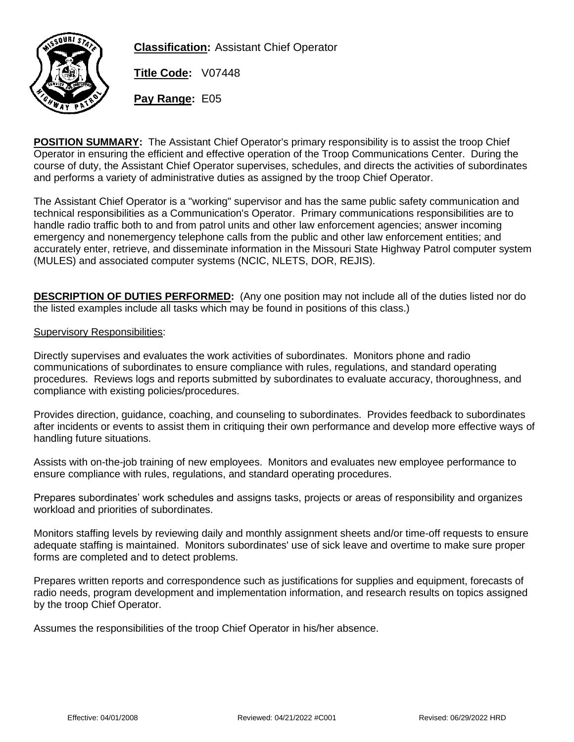**Classification:** Assistant Chief Operator

**Title Code:** V07448

**Pay Range:** E05

**POSITION SUMMARY:** The Assistant Chief Operator's primary responsibility is to assist the troop Chief Operator in ensuring the efficient and effective operation of the Troop Communications Center. During the course of duty, the Assistant Chief Operator supervises, schedules, and directs the activities of subordinates and performs a variety of administrative duties as assigned by the troop Chief Operator.

The Assistant Chief Operator is a "working" supervisor and has the same public safety communication and technical responsibilities as a Communication's Operator. Primary communications responsibilities are to handle radio traffic both to and from patrol units and other law enforcement agencies; answer incoming emergency and nonemergency telephone calls from the public and other law enforcement entities; and accurately enter, retrieve, and disseminate information in the Missouri State Highway Patrol computer system (MULES) and associated computer systems (NCIC, NLETS, DOR, REJIS).

**DESCRIPTION OF DUTIES PERFORMED:** (Any one position may not include all of the duties listed nor do the listed examples include all tasks which may be found in positions of this class.)

Supervisory Responsibilities:

Directly supervises and evaluates the work activities of subordinates. Monitors phone and radio communications of subordinates to ensure compliance with rules, regulations, and standard operating procedures. Reviews logs and reports submitted by subordinates to evaluate accuracy, thoroughness, and compliance with existing policies/procedures.

Provides direction, guidance, coaching, and counseling to subordinates. Provides feedback to subordinates after incidents or events to assist them in critiquing their own performance and develop more effective ways of handling future situations.

Assists with on-the-job training of new employees. Monitors and evaluates new employee performance to ensure compliance with rules, regulations, and standard operating procedures.

Prepares subordinates' work schedules and assigns tasks, projects or areas of responsibility and organizes workload and priorities of subordinates.

Monitors staffing levels by reviewing daily and monthly assignment sheets and/or time-off requests to ensure adequate staffing is maintained. Monitors subordinates' use of sick leave and overtime to make sure proper forms are completed and to detect problems.

Prepares written reports and correspondence such as justifications for supplies and equipment, forecasts of radio needs, program development and implementation information, and research results on topics assigned by the troop Chief Operator.

Assumes the responsibilities of the troop Chief Operator in his/her absence.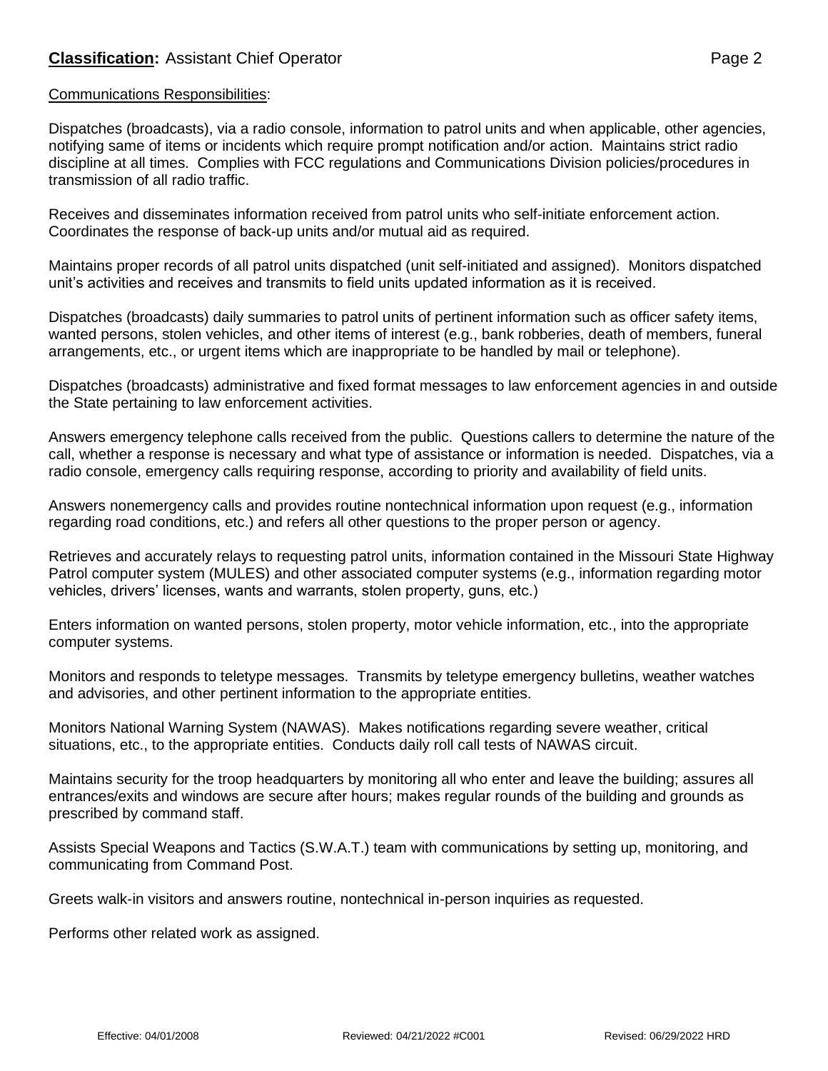Communications Responsibilities:

Dispatches (broadcasts), via a radio console, information to patrol units and when applicable, other agencies, notifying same of items or incidents which require prompt notification and/or action. Maintains strict radio discipline at all times. Complies with FCC regulations and Communications Division policies/procedures in transmission of all radio traffic.

Receives and disseminates information received from patrol units who self-initiate enforcement action. Coordinates the response of back-up units and/or mutual aid as required.

Maintains proper records of all patrol units dispatched (unit self-initiated and assigned). Monitors dispatched unit's activities and receives and transmits to field units updated information as it is received.

Dispatches (broadcasts) daily summaries to patrol units of pertinent information such as officer safety items, wanted persons, stolen vehicles, and other items of interest (e.g., bank robberies, death of members, funeral arrangements, etc., or urgent items which are inappropriate to be handled by mail or telephone).

Dispatches (broadcasts) administrative and fixed format messages to law enforcement agencies in and outside the State pertaining to law enforcement activities.

Answers emergency telephone calls received from the public. Questions callers to determine the nature of the call, whether a response is necessary and what type of assistance or information is needed. Dispatches, via a radio console, emergency calls requiring response, according to priority and availability of field units.

Answers nonemergency calls and provides routine nontechnical information upon request (e.g., information regarding road conditions, etc.) and refers all other questions to the proper person or agency.

Retrieves and accurately relays to requesting patrol units, information contained in the Missouri State Highway Patrol computer system (MULES) and other associated computer systems (e.g., information regarding motor vehicles, drivers' licenses, wants and warrants, stolen property, guns, etc.)

Enters information on wanted persons, stolen property, motor vehicle information, etc., into the appropriate computer systems.

Monitors and responds to teletype messages. Transmits by teletype emergency bulletins, weather watches and advisories, and other pertinent information to the appropriate entities.

Monitors National Warning System (NAWAS). Makes notifications regarding severe weather, critical situations, etc., to the appropriate entities. Conducts daily roll call tests of NAWAS circuit.

Maintains security for the troop headquarters by monitoring all who enter and leave the building; assures all entrances/exits and windows are secure after hours; makes regular rounds of the building and grounds as prescribed by command staff.

Assists Special Weapons and Tactics (S.W.A.T.) team with communications by setting up, monitoring, and communicating from Command Post.

Greets walk-in visitors and answers routine, nontechnical in-person inquiries as requested.

Performs other related work as assigned.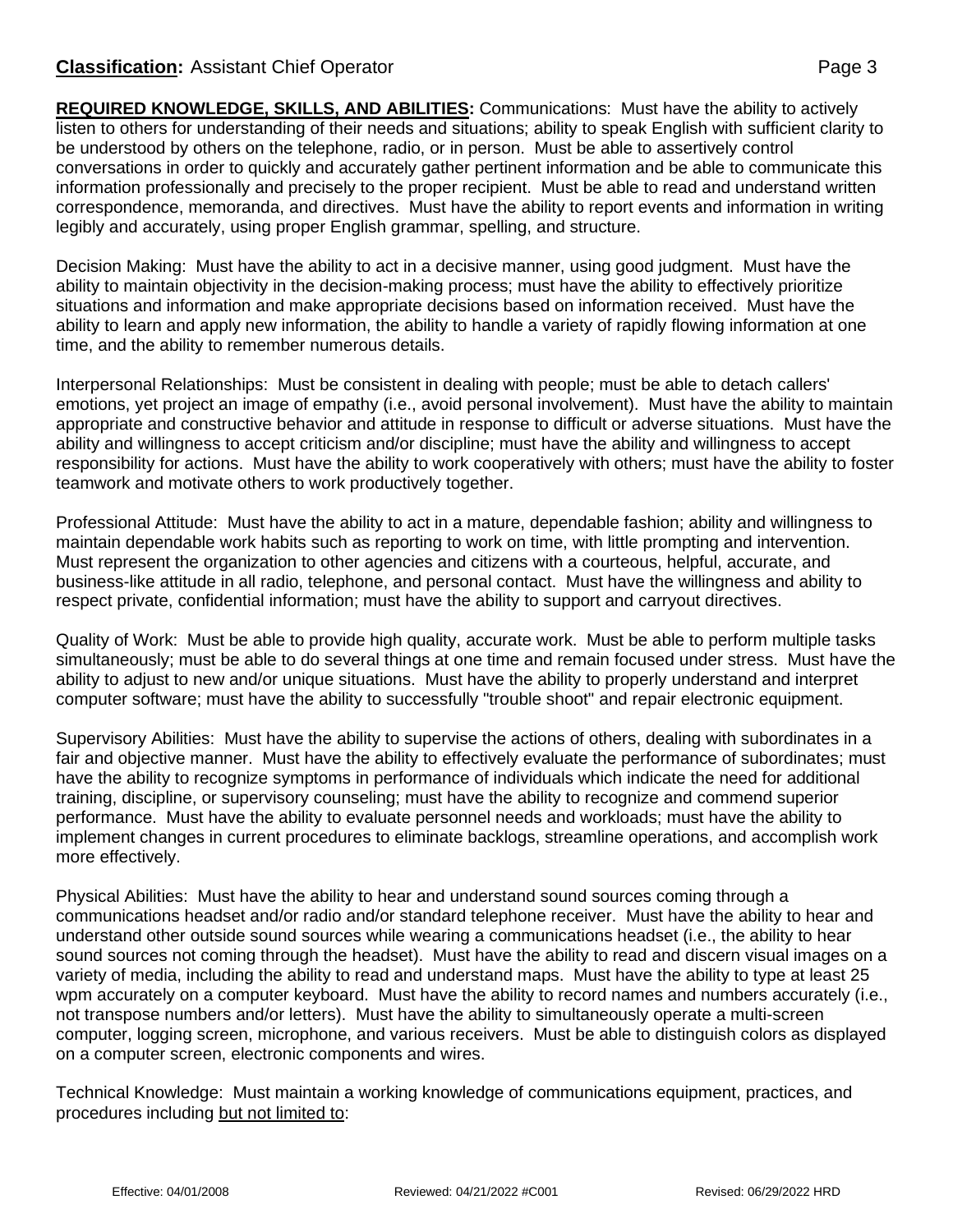**REQUIRED KNOWLEDGE, SKILLS, AND ABILITIES:** Communications: Must have the ability to actively listen to others for understanding of their needs and situations; ability to speak English with sufficient clarity to be understood by others on the telephone, radio, or in person. Must be able to assertively control conversations in order to quickly and accurately gather pertinent information and be able to communicate this information professionally and precisely to the proper recipient. Must be able to read and understand written correspondence, memoranda, and directives. Must have the ability to report events and information in writing legibly and accurately, using proper English grammar, spelling, and structure.

Decision Making: Must have the ability to act in a decisive manner, using good judgment. Must have the ability to maintain objectivity in the decision-making process; must have the ability to effectively prioritize situations and information and make appropriate decisions based on information received. Must have the ability to learn and apply new information, the ability to handle a variety of rapidly flowing information at one time, and the ability to remember numerous details.

Interpersonal Relationships: Must be consistent in dealing with people; must be able to detach callers' emotions, yet project an image of empathy (i.e., avoid personal involvement). Must have the ability to maintain appropriate and constructive behavior and attitude in response to difficult or adverse situations. Must have the ability and willingness to accept criticism and/or discipline; must have the ability and willingness to accept responsibility for actions. Must have the ability to work cooperatively with others; must have the ability to foster teamwork and motivate others to work productively together.

Professional Attitude: Must have the ability to act in a mature, dependable fashion; ability and willingness to maintain dependable work habits such as reporting to work on time, with little prompting and intervention. Must represent the organization to other agencies and citizens with a courteous, helpful, accurate, and business-like attitude in all radio, telephone, and personal contact. Must have the willingness and ability to respect private, confidential information; must have the ability to support and carryout directives.

Quality of Work: Must be able to provide high quality, accurate work. Must be able to perform multiple tasks simultaneously; must be able to do several things at one time and remain focused under stress. Must have the ability to adjust to new and/or unique situations. Must have the ability to properly understand and interpret computer software; must have the ability to successfully "trouble shoot" and repair electronic equipment.

Supervisory Abilities: Must have the ability to supervise the actions of others, dealing with subordinates in a fair and objective manner. Must have the ability to effectively evaluate the performance of subordinates; must have the ability to recognize symptoms in performance of individuals which indicate the need for additional training, discipline, or supervisory counseling; must have the ability to recognize and commend superior performance. Must have the ability to evaluate personnel needs and workloads; must have the ability to implement changes in current procedures to eliminate backlogs, streamline operations, and accomplish work more effectively.

Physical Abilities: Must have the ability to hear and understand sound sources coming through a communications headset and/or radio and/or standard telephone receiver. Must have the ability to hear and understand other outside sound sources while wearing a communications headset (i.e., the ability to hear sound sources not coming through the headset). Must have the ability to read and discern visual images on a variety of media, including the ability to read and understand maps. Must have the ability to type at least 25 wpm accurately on a computer keyboard. Must have the ability to record names and numbers accurately (i.e., not transpose numbers and/or letters). Must have the ability to simultaneously operate a multi-screen computer, logging screen, microphone, and various receivers. Must be able to distinguish colors as displayed on a computer screen, electronic components and wires.

Technical Knowledge: Must maintain a working knowledge of communications equipment, practices, and procedures including but not limited to: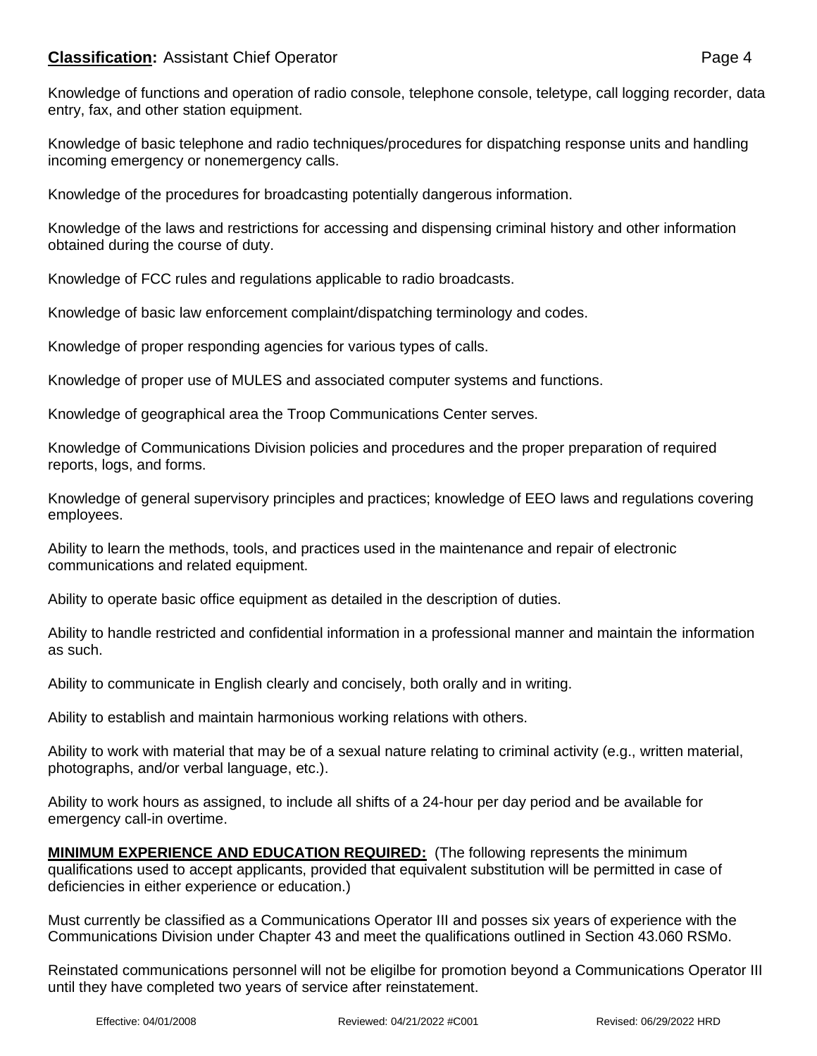Knowledge of functions and operation of radio console, telephone console, teletype, call logging recorder, data entry, fax, and other station equipment.

Knowledge of basic telephone and radio techniques/procedures for dispatching response units and handling incoming emergency or nonemergency calls.

Knowledge of the procedures for broadcasting potentially dangerous information.

Knowledge of the laws and restrictions for accessing and dispensing criminal history and other information obtained during the course of duty.

Knowledge of FCC rules and regulations applicable to radio broadcasts.

Knowledge of basic law enforcement complaint/dispatching terminology and codes.

Knowledge of proper responding agencies for various types of calls.

Knowledge of proper use of MULES and associated computer systems and functions.

Knowledge of geographical area the Troop Communications Center serves.

Knowledge of Communications Division policies and procedures and the proper preparation of required reports, logs, and forms.

Knowledge of general supervisory principles and practices; knowledge of EEO laws and regulations covering employees.

Ability to learn the methods, tools, and practices used in the maintenance and repair of electronic communications and related equipment.

Ability to operate basic office equipment as detailed in the description of duties.

Ability to handle restricted and confidential information in a professional manner and maintain the information as such.

Ability to communicate in English clearly and concisely, both orally and in writing.

Ability to establish and maintain harmonious working relations with others.

Ability to work with material that may be of a sexual nature relating to criminal activity (e.g., written material, photographs, and/or verbal language, etc.).

Ability to work hours as assigned, to include all shifts of a 24-hour per day period and be available for emergency call-in overtime.

**MINIMUM EXPERIENCE AND EDUCATION REQUIRED:** (The following represents the minimum qualifications used to accept applicants, provided that equivalent substitution will be permitted in case of deficiencies in either experience or education.)

Must currently be classified as a Communications Operator III and posses six years of experience with the Communications Division under Chapter 43 and meet the qualifications outlined in Section 43.060 RSMo.

Reinstated communications personnel will not be eligilbe for promotion beyond a Communications Operator III until they have completed two years of service after reinstatement.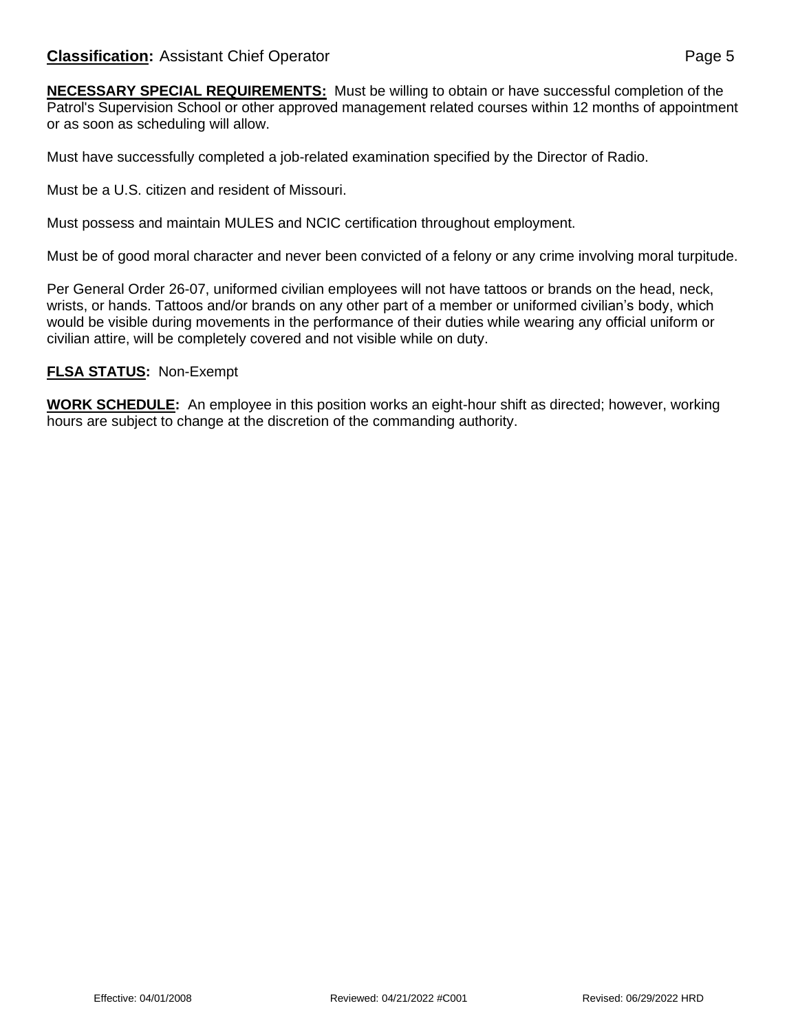**NECESSARY SPECIAL REQUIREMENTS:** Must be willing to obtain or have successful completion of the Patrol's Supervision School or other approved management related courses within 12 months of appointment or as soon as scheduling will allow.

Must have successfully completed a job-related examination specified by the Director of Radio.

Must be a U.S. citizen and resident of Missouri.

Must possess and maintain MULES and NCIC certification throughout employment.

Must be of good moral character and never been convicted of a felony or any crime involving moral turpitude.

Per General Order 26-07, uniformed civilian employees will not have tattoos or brands on the head, neck, wrists, or hands. Tattoos and/or brands on any other part of a member or uniformed civilian's body, which would be visible during movements in the performance of their duties while wearing any official uniform or civilian attire, will be completely covered and not visible while on duty.

**FLSA STATUS:** Non-Exempt

**WORK SCHEDULE:** An employee in this position works an eight-hour shift as directed; however, working hours are subject to change at the discretion of the commanding authority.